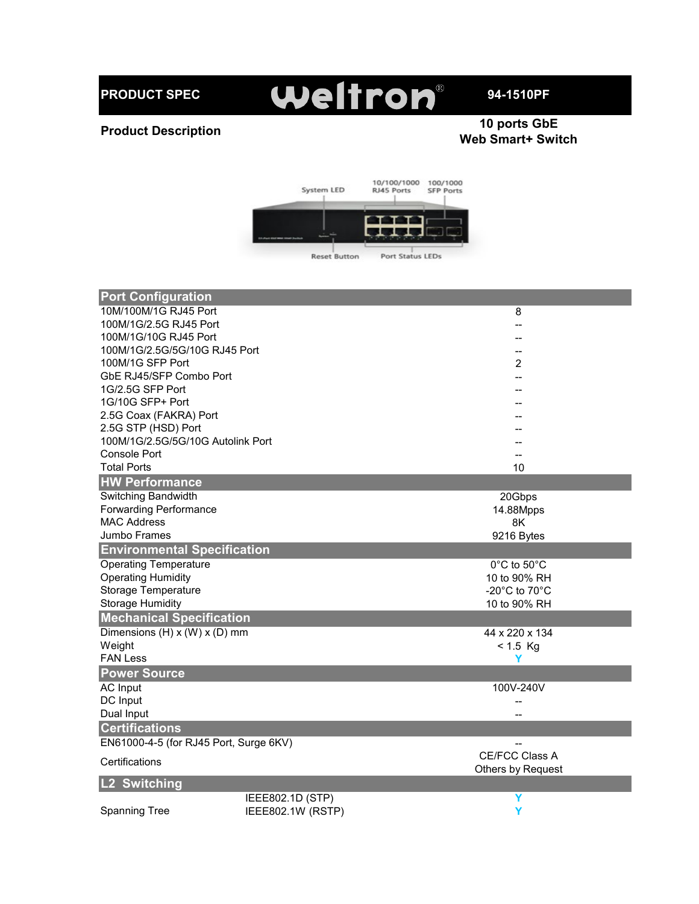**PRODUCT SPEC** weltron® **94-1510PF**

**Product Description**

**10 ports GbE Web Smart+ Switch**

System LED | 10/100/1000 RJ45 Ports | 100/1000 SFP Ports | Reset Button | Port Status LEDs

| Port Configuration | | |
|---|---|---|
| 10M/100M/1G RJ45 Port | | 8 |
| 100M/1G/2.5G RJ45 Port | | -- |
| 100M/1G/10G RJ45 Port | | -- |
| 100M/1G/2.5G/5G/10G RJ45 Port | | -- |
| 100M/1G SFP Port | | 2 |
| GbE RJ45/SFP Combo Port | | -- |
| 1G/2.5G SFP Port | | -- |
| 1G/10G SFP+ Port | | -- |
| 2.5G Coax (FAKRA) Port | | -- |
| 2.5G STP (HSD) Port | | -- |
| 100M/1G/2.5G/5G/10G Autolink Port | | -- |
| Console Port | | -- |
| Total Ports | | 10 |
| **HW Performance** | | |
| Switching Bandwidth | | 20Gbps |
| Forwarding Performance | | 14.88Mpps |
| MAC Address | | 8K |
| Jumbo Frames | | 9216 Bytes |
| **Environmental Specification** | | |
| Operating Temperature | | 0°C to 50°C |
| Operating Humidity | | 10 to 90% RH |
| Storage Temperature | | -20°C to 70°C |
| Storage Humidity | | 10 to 90% RH |
| **Mechanical Specification** | | |
| Dimensions (H) x (W) x (D) mm | | 44 x 220 x 134 |
| Weight | | < 1.5 Kg |
| FAN Less | | Y |
| **Power Source** | | |
| AC Input | | 100V-240V |
| DC Input | | -- |
| Dual Input | | -- |
| **Certifications** | | |
| EN61000-4-5 (for RJ45 Port, Surge 6KV) | | -- |
| Certifications | | CE/FCC Class A<br>Others by Request |
| **L2 Switching** | | |
| Spanning Tree | IEEE802.1D (STP) | Y |
| | IEEE802.1W (RSTP) | Y |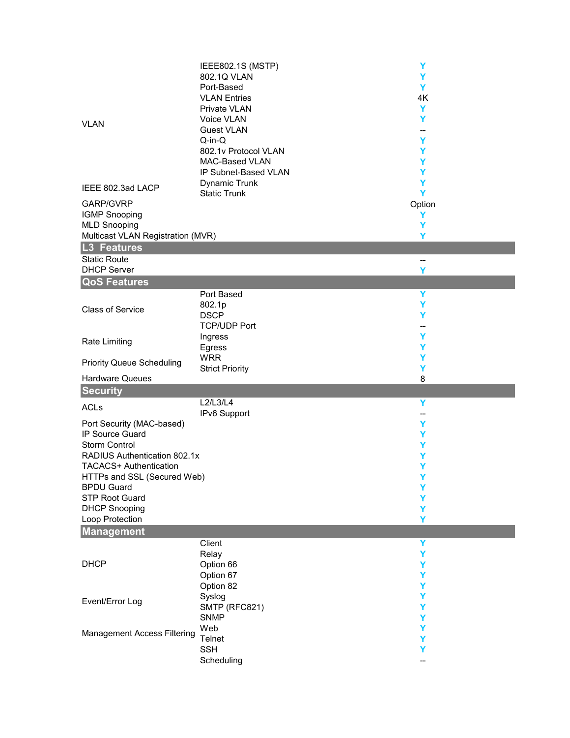| | | |
|---|---|---|
| VLAN | IEEE802.1S (MSTP) | Y |
| | 802.1Q VLAN | Y |
| | Port-Based | Y |
| | VLAN Entries | 4K |
| | Private VLAN | Y |
| | Voice VLAN | Y |
| | Guest VLAN | -- |
| | Q-in-Q | Y |
| | 802.1v Protocol VLAN | Y |
| | MAC-Based VLAN | Y |
| | IP Subnet-Based VLAN | Y |
| IEEE 802.3ad LACP | Dynamic Trunk | Y |
| | Static Trunk | Y |
| GARP/GVRP | | Option |
| IGMP Snooping | | Y |
| MLD Snooping | | Y |
| Multicast VLAN Registration (MVR) | | Y |
| **L3 Features** | | |
| Static Route | | -- |
| DHCP Server | | Y |
| **QoS Features** | | |
| Class of Service | Port Based | Y |
| | 802.1p | Y |
| | DSCP | Y |
| | TCP/UDP Port | -- |
| Rate Limiting | Ingress | Y |
| | Egress | Y |
| Priority Queue Scheduling | WRR | Y |
| | Strict Priority | Y |
| Hardware Queues | | 8 |
| **Security** | | |
| ACLs | L2/L3/L4 | Y |
| | IPv6 Support | -- |
| Port Security (MAC-based) | | Y |
| IP Source Guard | | Y |
| Storm Control | | Y |
| RADIUS Authentication 802.1x | | Y |
| TACACS+ Authentication | | Y |
| HTTPs and SSL (Secured Web) | | Y |
| BPDU Guard | | Y |
| STP Root Guard | | Y |
| DHCP Snooping | | Y |
| Loop Protection | | Y |
| **Management** | | |
| DHCP | Client | Y |
| | Relay | Y |
| | Option 66 | Y |
| | Option 67 | Y |
| | Option 82 | Y |
| Event/Error Log | Syslog | Y |
| | SMTP (RFC821) | Y |
| Management Access Filtering | SNMP | Y |
| | Web | Y |
| | Telnet | Y |
| | SSH | Y |
| | Scheduling | -- |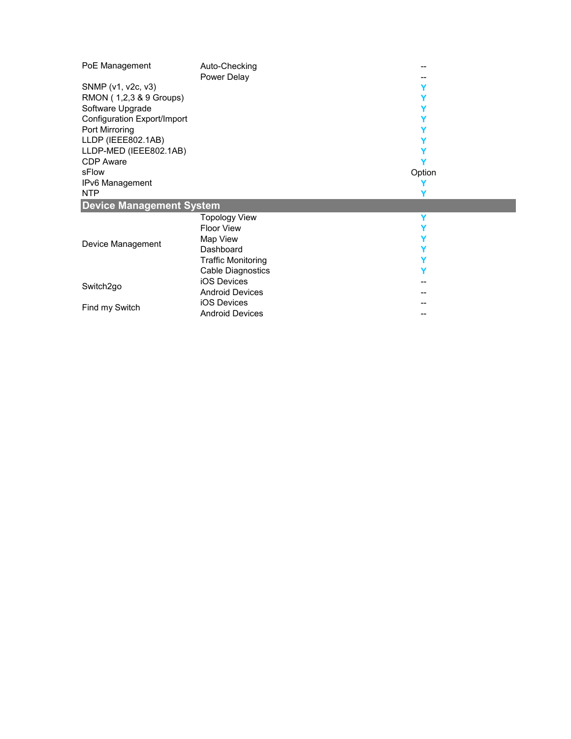| | | |
|---|---|---|
| PoE Management | Auto-Checking | -- |
| | Power Delay | -- |
| SNMP (v1, v2c, v3) | | Y |
| RMON ( 1,2,3 & 9 Groups) | | Y |
| Software Upgrade | | Y |
| Configuration Export/Import | | Y |
| Port Mirroring | | Y |
| LLDP (IEEE802.1AB) | | Y |
| LLDP-MED (IEEE802.1AB) | | Y |
| CDP Aware | | Y |
| sFlow | | Option |
| IPv6 Management | | Y |
| NTP | | Y |
| **Device Management System** | | |
| Device Management | Topology View | Y |
| | Floor View | Y |
| | Map View | Y |
| | Dashboard | Y |
| | Traffic Monitoring | Y |
| | Cable Diagnostics | Y |
| Switch2go | iOS Devices | -- |
| | Android Devices | -- |
| Find my Switch | iOS Devices | -- |
| | Android Devices | -- |